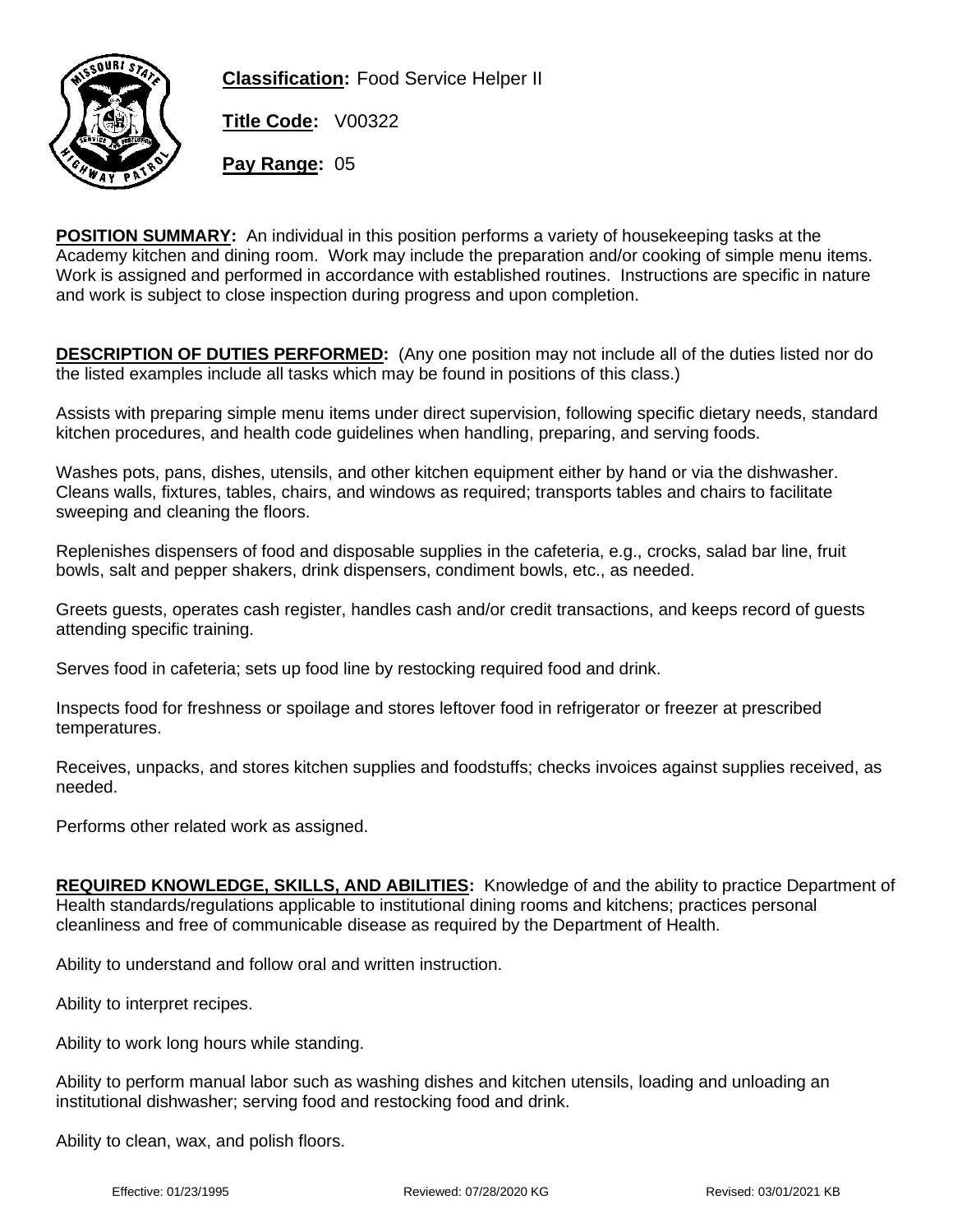**Classification:** Food Service Helper II

**Title Code:** V00322

**Pay Range:** 05

**POSITION SUMMARY:** An individual in this position performs a variety of housekeeping tasks at the Academy kitchen and dining room. Work may include the preparation and/or cooking of simple menu items. Work is assigned and performed in accordance with established routines. Instructions are specific in nature and work is subject to close inspection during progress and upon completion.

**DESCRIPTION OF DUTIES PERFORMED:** (Any one position may not include all of the duties listed nor do the listed examples include all tasks which may be found in positions of this class.)

Assists with preparing simple menu items under direct supervision, following specific dietary needs, standard kitchen procedures, and health code guidelines when handling, preparing, and serving foods.

Washes pots, pans, dishes, utensils, and other kitchen equipment either by hand or via the dishwasher. Cleans walls, fixtures, tables, chairs, and windows as required; transports tables and chairs to facilitate sweeping and cleaning the floors.

Replenishes dispensers of food and disposable supplies in the cafeteria, e.g., crocks, salad bar line, fruit bowls, salt and pepper shakers, drink dispensers, condiment bowls, etc., as needed.

Greets guests, operates cash register, handles cash and/or credit transactions, and keeps record of guests attending specific training.

Serves food in cafeteria; sets up food line by restocking required food and drink.

Inspects food for freshness or spoilage and stores leftover food in refrigerator or freezer at prescribed temperatures.

Receives, unpacks, and stores kitchen supplies and foodstuffs; checks invoices against supplies received, as needed.

Performs other related work as assigned.

**REQUIRED KNOWLEDGE, SKILLS, AND ABILITIES:** Knowledge of and the ability to practice Department of Health standards/regulations applicable to institutional dining rooms and kitchens; practices personal cleanliness and free of communicable disease as required by the Department of Health.

Ability to understand and follow oral and written instruction.

Ability to interpret recipes.

Ability to work long hours while standing.

Ability to perform manual labor such as washing dishes and kitchen utensils, loading and unloading an institutional dishwasher; serving food and restocking food and drink.

Ability to clean, wax, and polish floors.

Effective: 01/23/1995 Reviewed: 07/28/2020 KG Revised: 03/01/2021 KB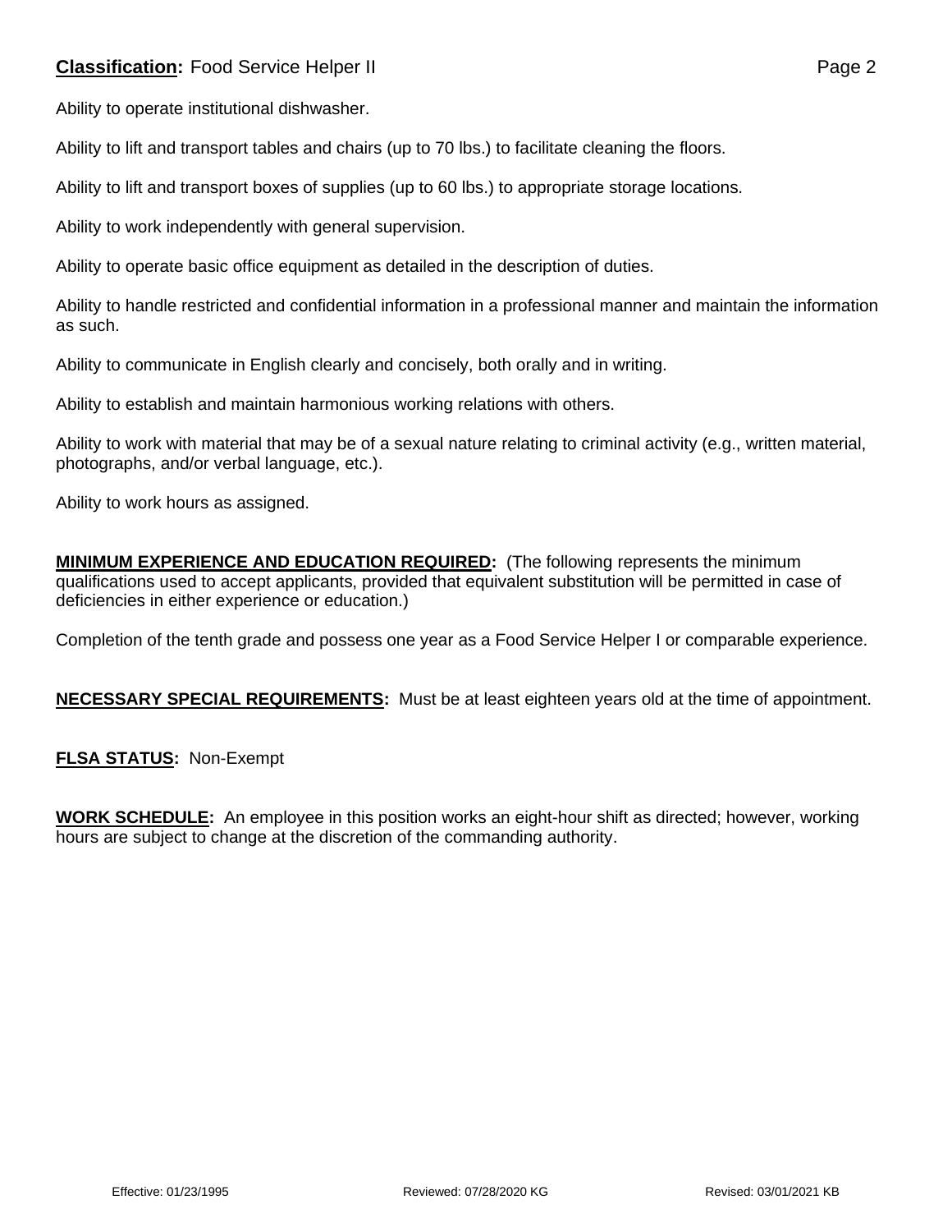Ability to operate institutional dishwasher.

Ability to lift and transport tables and chairs (up to 70 lbs.) to facilitate cleaning the floors.

Ability to lift and transport boxes of supplies (up to 60 lbs.) to appropriate storage locations.

Ability to work independently with general supervision.

Ability to operate basic office equipment as detailed in the description of duties.

Ability to handle restricted and confidential information in a professional manner and maintain the information as such.

Ability to communicate in English clearly and concisely, both orally and in writing.

Ability to establish and maintain harmonious working relations with others.

Ability to work with material that may be of a sexual nature relating to criminal activity (e.g., written material, photographs, and/or verbal language, etc.).

Ability to work hours as assigned.

**MINIMUM EXPERIENCE AND EDUCATION REQUIRED:** (The following represents the minimum qualifications used to accept applicants, provided that equivalent substitution will be permitted in case of deficiencies in either experience or education.)

Completion of the tenth grade and possess one year as a Food Service Helper I or comparable experience.

**NECESSARY SPECIAL REQUIREMENTS:** Must be at least eighteen years old at the time of appointment.

**FLSA STATUS:** Non-Exempt

**WORK SCHEDULE:** An employee in this position works an eight-hour shift as directed; however, working hours are subject to change at the discretion of the commanding authority.

Effective: 01/23/1995 Reviewed: 07/28/2020 KG Revised: 03/01/2021 KB